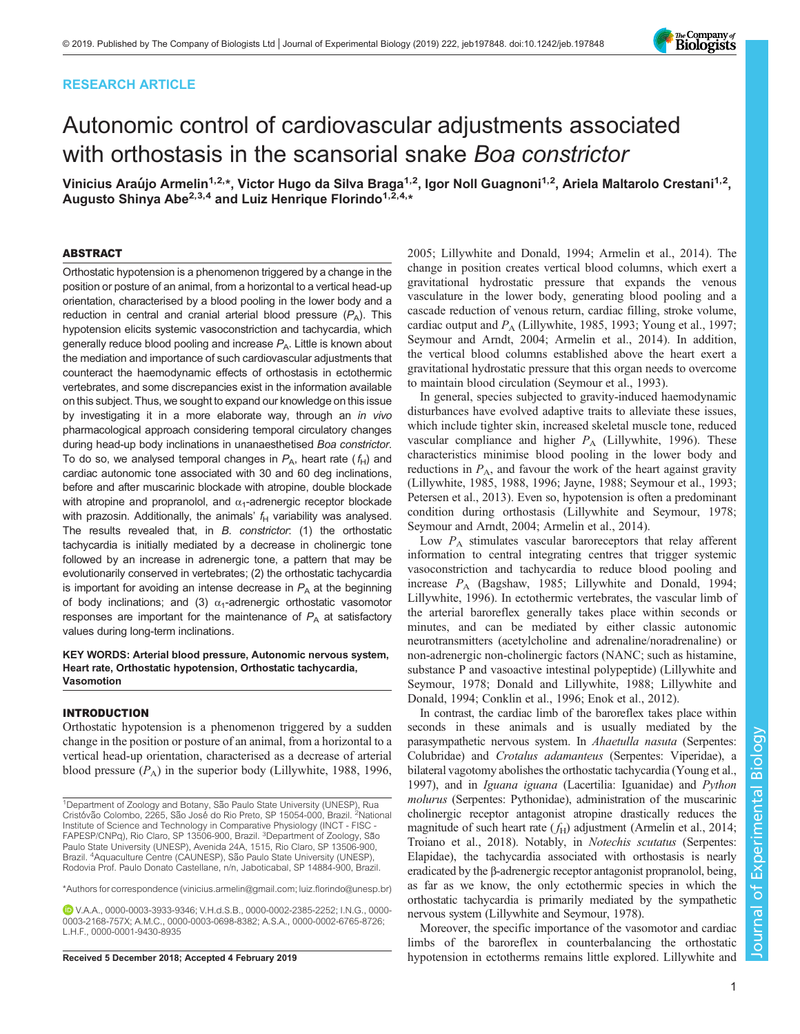RESEARCH ARTICLE

# Autonomic control of cardiovascular adjustments associated with orthostasis in the scansorial snake *Boa constrictor*

**Vinicius Araújo Armelin[1,2,*], Victor Hugo da Silva Braga[1,2], Igor Noll Guagnoni[1,2], Ariela Maltarolo Crestani[1,2], Augusto Shinya Abe[2,3,4] and Luiz Henrique Florindo[1,2,4,*]**

## ABSTRACT

Orthostatic hypotension is a phenomenon triggered by a change in the position or posture of an animal, from a horizontal to a vertical head-up orientation, characterised by a blood pooling in the lower body and a reduction in central and cranial arterial blood pressure ($P_A$). This hypotension elicits systemic vasoconstriction and tachycardia, which generally reduce blood pooling and increase $P_A$. Little is known about the mediation and importance of such cardiovascular adjustments that counteract the haemodynamic effects of orthostasis in ectothermic vertebrates, and some discrepancies exist in the information available on this subject. Thus, we sought to expand our knowledge on this issue by investigating it in a more elaborate way, through an *in vivo* pharmacological approach considering temporal circulatory changes during head-up body inclinations in unanaesthetised *Boa constrictor*. To do so, we analysed temporal changes in $P_A$, heart rate ($f_H$) and cardiac autonomic tone associated with 30 and 60 deg inclinations, before and after muscarinic blockade with atropine, double blockade with atropine and propranolol, and $\alpha_1$-adrenergic receptor blockade with prazosin. Additionally, the animals' $f_H$ variability was analysed. The results revealed that, in *B. constrictor*: (1) the orthostatic tachycardia is initially mediated by a decrease in cholinergic tone followed by an increase in adrenergic tone, a pattern that may be evolutionarily conserved in vertebrates; (2) the orthostatic tachycardia is important for avoiding an intense decrease in $P_A$ at the beginning of body inclinations; and (3) $\alpha_1$-adrenergic orthostatic vasomotor responses are important for the maintenance of $P_A$ at satisfactory values during long-term inclinations.

**KEY WORDS: Arterial blood pressure, Autonomic nervous system, Heart rate, Orthostatic hypotension, Orthostatic tachycardia, Vasomotion**

## INTRODUCTION

Orthostatic hypotension is a phenomenon triggered by a sudden change in the position or posture of an animal, from a horizontal to a vertical head-up orientation, characterised as a decrease of arterial blood pressure ($P_A$) in the superior body (Lillywhite, 1988, 1996, 2005; Lillywhite and Donald, 1994; Armelin et al., 2014). The change in position creates vertical blood columns, which exert a gravitational hydrostatic pressure that expands the venous vasculature in the lower body, generating blood pooling and a cascade reduction of venous return, cardiac filling, stroke volume, cardiac output and $P_A$ (Lillywhite, 1985, 1993; Young et al., 1997; Seymour and Arndt, 2004; Armelin et al., 2014). In addition, the vertical blood columns established above the heart exert a gravitational hydrostatic pressure that this organ needs to overcome to maintain blood circulation (Seymour et al., 1993).

In general, species subjected to gravity-induced haemodynamic disturbances have evolved adaptive traits to alleviate these issues, which include tighter skin, increased skeletal muscle tone, reduced vascular compliance and higher $P_A$ (Lillywhite, 1996). These characteristics minimise blood pooling in the lower body and reductions in $P_A$, and favour the work of the heart against gravity (Lillywhite, 1985, 1988, 1996; Jayne, 1988; Seymour et al., 1993; Petersen et al., 2013). Even so, hypotension is often a predominant condition during orthostasis (Lillywhite and Seymour, 1978; Seymour and Arndt, 2004; Armelin et al., 2014).

Low $P_A$ stimulates vascular baroreceptors that relay afferent information to central integrating centres that trigger systemic vasoconstriction and tachycardia to reduce blood pooling and increase $P_A$ (Bagshaw, 1985; Lillywhite and Donald, 1994; Lillywhite, 1996). In ectothermic vertebrates, the vascular limb of the arterial baroreflex generally takes place within seconds or minutes, and can be mediated by either classic autonomic neurotransmitters (acetylcholine and adrenaline/noradrenaline) or non-adrenergic non-cholinergic factors (NANC; such as histamine, substance P and vasoactive intestinal polypeptide) (Lillywhite and Seymour, 1978; Donald and Lillywhite, 1988; Lillywhite and Donald, 1994; Conklin et al., 1996; Enok et al., 2012).

In contrast, the cardiac limb of the baroreflex takes place within seconds in these animals and is usually mediated by the parasympathetic nervous system. In *Ahaetulla nasuta* (Serpentes: Colubridae) and *Crotalus adamanteus* (Serpentes: Viperidae), a bilateral vagotomy abolishes the orthostatic tachycardia (Young et al., 1997), and in *Iguana iguana* (Lacertilia: Iguanidae) and *Python molurus* (Serpentes: Pythonidae), administration of the muscarinic cholinergic receptor antagonist atropine drastically reduces the magnitude of such heart rate ($f_H$) adjustment (Armelin et al., 2014; Troiano et al., 2018). Notably, in *Notechis scutatus* (Serpentes: Elapidae), the tachycardia associated with orthostasis is nearly eradicated by the β-adrenergic receptor antagonist propranolol, being, as far as we know, the only ectothermic species in which the orthostatic tachycardia is primarily mediated by the sympathetic nervous system (Lillywhite and Seymour, 1978).

Moreover, the specific importance of the vasomotor and cardiac limbs of the baroreflex in counterbalancing the orthostatic hypotension in ectotherms remains little explored. Lillywhite and

---

[1]Department of Zoology and Botany, São Paulo State University (UNESP), Rua Cristóvão Colombo, 2265, São José do Rio Preto, SP 15054-000, Brazil. [2]National Institute of Science and Technology in Comparative Physiology (INCT - FISC - FAPESP/CNPq), Rio Claro, SP 13506-900, Brazil. [3]Department of Zoology, São Paulo State University (UNESP), Avenida 24A, 1515, Rio Claro, SP 13506-900, Brazil. [4]Aquaculture Centre (CAUNESP), São Paulo State University (UNESP), Rodovia Prof. Paulo Donato Castellane, n/n, Jaboticabal, SP 14884-900, Brazil.

*Authors for correspondence (vinicius.armelin@gmail.com; luiz.florindo@unesp.br)

V.A.A., 0000-0003-3933-9346; V.H.d.S.B., 0000-0002-2385-2252; I.N.G., 0000-0003-2168-757X; A.M.C., 0000-0003-0698-8382; A.S.A., 0000-0002-6765-8726; L.H.F., 0000-0001-9430-8935

**Received 5 December 2018; Accepted 4 February 2019**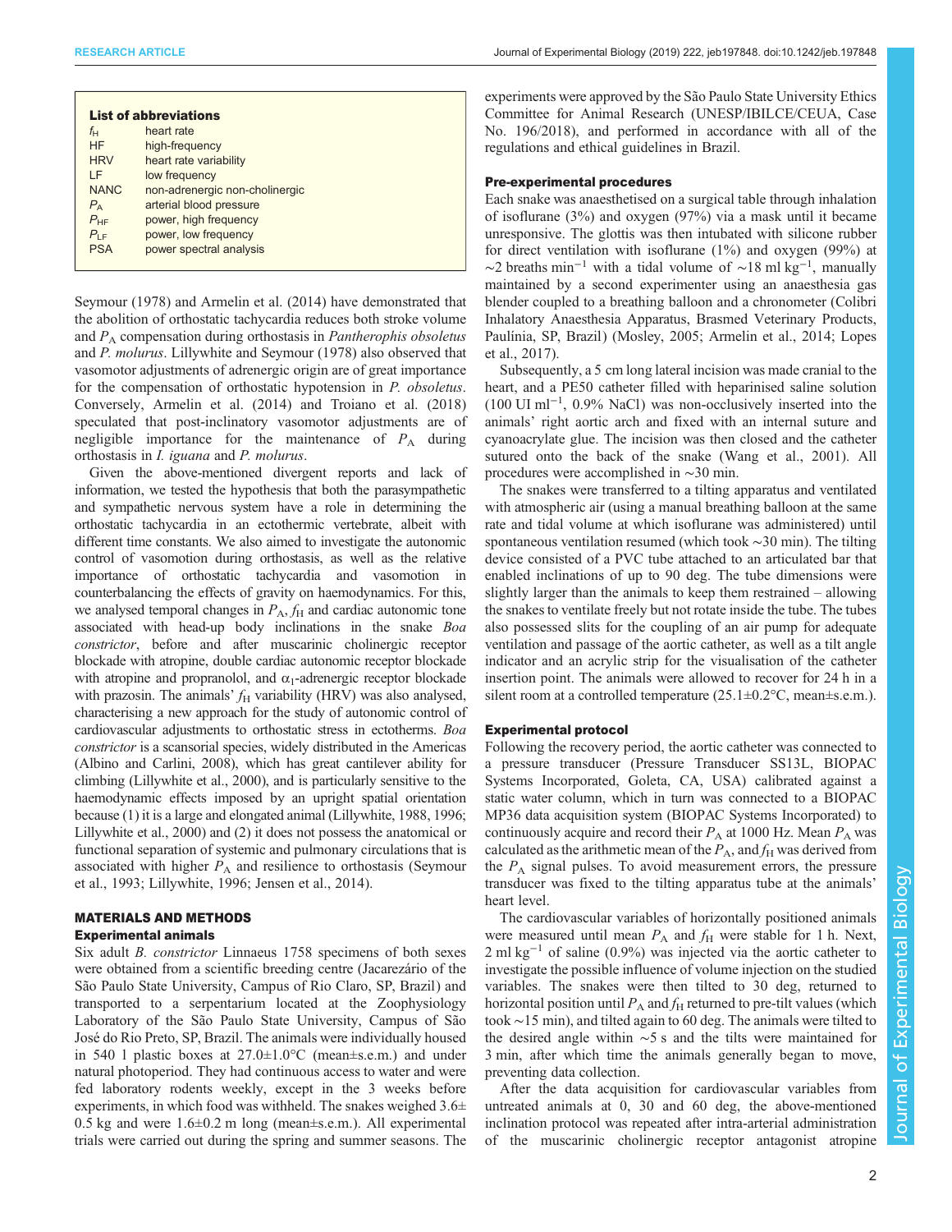**List of abbreviations**

| | |
|---|---|
| $f_H$ | heart rate |
| HF | high-frequency |
| HRV | heart rate variability |
| LF | low frequency |
| NANC | non-adrenergic non-cholinergic |
| $P_A$ | arterial blood pressure |
| $P_{HF}$ | power, high frequency |
| $P_{LF}$ | power, low frequency |
| PSA | power spectral analysis |

Seymour (1978) and Armelin et al. (2014) have demonstrated that the abolition of orthostatic tachycardia reduces both stroke volume and $P_A$ compensation during orthostasis in *Pantherophis obsoletus* and *P. molurus*. Lillywhite and Seymour (1978) also observed that vasomotor adjustments of adrenergic origin are of great importance for the compensation of orthostatic hypotension in *P. obsoletus*. Conversely, Armelin et al. (2014) and Troiano et al. (2018) speculated that post-inclinatory vasomotor adjustments are of negligible importance for the maintenance of $P_A$ during orthostasis in *I. iguana* and *P. molurus*.

Given the above-mentioned divergent reports and lack of information, we tested the hypothesis that both the parasympathetic and sympathetic nervous system have a role in determining the orthostatic tachycardia in an ectothermic vertebrate, albeit with different time constants. We also aimed to investigate the autonomic control of vasomotion during orthostasis, as well as the relative importance of orthostatic tachycardia and vasomotion in counterbalancing the effects of gravity on haemodynamics. For this, we analysed temporal changes in $P_A$, $f_H$ and cardiac autonomic tone associated with head-up body inclinations in the snake *Boa constrictor*, before and after muscarinic cholinergic receptor blockade with atropine, double cardiac autonomic receptor blockade with atropine and propranolol, and $\alpha_1$-adrenergic receptor blockade with prazosin. The animals' $f_H$ variability (HRV) was also analysed, characterising a new approach for the study of autonomic control of cardiovascular adjustments to orthostatic stress in ectotherms. *Boa constrictor* is a scansorial species, widely distributed in the Americas (Albino and Carlini, 2008), which has great cantilever ability for climbing (Lillywhite et al., 2000), and is particularly sensitive to the haemodynamic effects imposed by an upright spatial orientation because (1) it is a large and elongated animal (Lillywhite, 1988, 1996; Lillywhite et al., 2000) and (2) it does not possess the anatomical or functional separation of systemic and pulmonary circulations that is associated with higher $P_A$ and resilience to orthostasis (Seymour et al., 1993; Lillywhite, 1996; Jensen et al., 2014).

## MATERIALS AND METHODS

### Experimental animals

Six adult *B. constrictor* Linnaeus 1758 specimens of both sexes were obtained from a scientific breeding centre (Jacarezário of the São Paulo State University, Campus of Rio Claro, SP, Brazil) and transported to a serpentarium located at the Zoophysiology Laboratory of the São Paulo State University, Campus of São José do Rio Preto, SP, Brazil. The animals were individually housed in 540 l plastic boxes at 27.0±1.0°C (mean±s.e.m.) and under natural photoperiod. They had continuous access to water and were fed laboratory rodents weekly, except in the 3 weeks before experiments, in which food was withheld. The snakes weighed 3.6±0.5 kg and were 1.6±0.2 m long (mean±s.e.m.). All experimental trials were carried out during the spring and summer seasons. The experiments were approved by the São Paulo State University Ethics Committee for Animal Research (UNESP/IBILCE/CEUA, Case No. 196/2018), and performed in accordance with all of the regulations and ethical guidelines in Brazil.

### Pre-experimental procedures

Each snake was anaesthetised on a surgical table through inhalation of isoflurane (3%) and oxygen (97%) via a mask until it became unresponsive. The glottis was then intubated with silicone rubber for direct ventilation with isoflurane (1%) and oxygen (99%) at ~2 breaths min$^{-1}$ with a tidal volume of ~18 ml kg$^{-1}$, manually maintained by a second experimenter using an anaesthesia gas blender coupled to a breathing balloon and a chronometer (Colibri Inhalatory Anaesthesia Apparatus, Brasmed Veterinary Products, Paulínia, SP, Brazil) (Mosley, 2005; Armelin et al., 2014; Lopes et al., 2017).

Subsequently, a 5 cm long lateral incision was made cranial to the heart, and a PE50 catheter filled with heparinised saline solution (100 UI ml$^{-1}$, 0.9% NaCl) was non-occlusively inserted into the animals' right aortic arch and fixed with an internal suture and cyanoacrylate glue. The incision was then closed and the catheter sutured onto the back of the snake (Wang et al., 2001). All procedures were accomplished in ~30 min.

The snakes were transferred to a tilting apparatus and ventilated with atmospheric air (using a manual breathing balloon at the same rate and tidal volume at which isoflurane was administered) until spontaneous ventilation resumed (which took ~30 min). The tilting device consisted of a PVC tube attached to an articulated bar that enabled inclinations of up to 90 deg. The tube dimensions were slightly larger than the animals to keep them restrained – allowing the snakes to ventilate freely but not rotate inside the tube. The tubes also possessed slits for the coupling of an air pump for adequate ventilation and passage of the aortic catheter, as well as a tilt angle indicator and an acrylic strip for the visualisation of the catheter insertion point. The animals were allowed to recover for 24 h in a silent room at a controlled temperature (25.1±0.2°C, mean±s.e.m.).

### Experimental protocol

Following the recovery period, the aortic catheter was connected to a pressure transducer (Pressure Transducer SS13L, BIOPAC Systems Incorporated, Goleta, CA, USA) calibrated against a static water column, which in turn was connected to a BIOPAC MP36 data acquisition system (BIOPAC Systems Incorporated) to continuously acquire and record their $P_A$ at 1000 Hz. Mean $P_A$ was calculated as the arithmetic mean of the $P_A$, and $f_H$ was derived from the $P_A$ signal pulses. To avoid measurement errors, the pressure transducer was fixed to the tilting apparatus tube at the animals' heart level.

The cardiovascular variables of horizontally positioned animals were measured until mean $P_A$ and $f_H$ were stable for 1 h. Next, 2 ml kg$^{-1}$ of saline (0.9%) was injected via the aortic catheter to investigate the possible influence of volume injection on the studied variables. The snakes were then tilted to 30 deg, returned to horizontal position until $P_A$ and $f_H$ returned to pre-tilt values (which took ~15 min), and tilted again to 60 deg. The animals were tilted to the desired angle within ~5 s and the tilts were maintained for 3 min, after which time the animals generally began to move, preventing data collection.

After the data acquisition for cardiovascular variables from untreated animals at 0, 30 and 60 deg, the above-mentioned inclination protocol was repeated after intra-arterial administration of the muscarinic cholinergic receptor antagonist atropine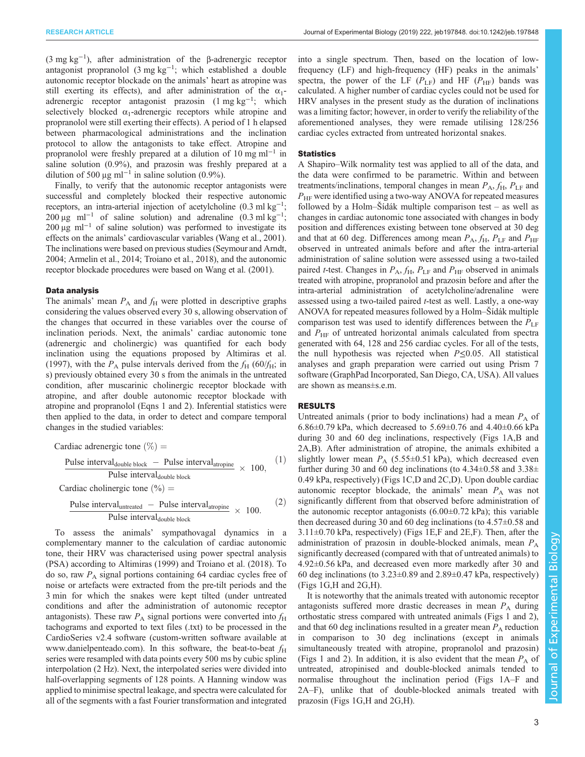(3 mg kg$^{-1}$), after administration of the β-adrenergic receptor antagonist propranolol (3 mg kg$^{-1}$; which established a double autonomic receptor blockade on the animals' heart as atropine was still exerting its effects), and after administration of the $\alpha_1$-adrenergic receptor antagonist prazosin (1 mg kg$^{-1}$; which selectively blocked $\alpha_1$-adrenergic receptors while atropine and propranolol were still exerting their effects). A period of 1 h elapsed between pharmacological administrations and the inclination protocol to allow the antagonists to take effect. Atropine and propranolol were freshly prepared at a dilution of 10 mg ml$^{-1}$ in saline solution (0.9%), and prazosin was freshly prepared at a dilution of 500 µg ml$^{-1}$ in saline solution (0.9%).

Finally, to verify that the autonomic receptor antagonists were successful and completely blocked their respective autonomic receptors, an intra-arterial injection of acetylcholine (0.3 ml kg$^{-1}$; 200 µg ml$^{-1}$ of saline solution) and adrenaline (0.3 ml kg$^{-1}$; 200 µg ml$^{-1}$ of saline solution) was performed to investigate its effects on the animals' cardiovascular variables (Wang et al., 2001). The inclinations were based on previous studies (Seymour and Arndt, 2004; Armelin et al., 2014; Troiano et al., 2018), and the autonomic receptor blockade procedures were based on Wang et al. (2001).

### Data analysis

The animals' mean $P_A$ and $f_H$ were plotted in descriptive graphs considering the values observed every 30 s, allowing observation of the changes that occurred in these variables over the course of inclination periods. Next, the animals' cardiac autonomic tone (adrenergic and cholinergic) was quantified for each body inclination using the equations proposed by Altimiras et al. (1997), with the $P_A$ pulse intervals derived from the $f_H$ ($60/f_H$; in s) previously obtained every 30 s from the animals in the untreated condition, after muscarinic cholinergic receptor blockade with atropine, and after double autonomic receptor blockade with atropine and propranolol (Eqns 1 and 2). Inferential statistics were then applied to the data, in order to detect and compare temporal changes in the studied variables:

$$\text{Cardiac adrenergic tone (\%)} = \frac{\text{Pulse interval}_{\text{double block}} - \text{Pulse interval}_{\text{atropine}}}{\text{Pulse interval}_{\text{double block}}} \times 100, \quad (1)$$

$$\text{Cardiac cholinergic tone (\%)} = \frac{\text{Pulse interval}_{\text{untreated}} - \text{Pulse interval}_{\text{atropine}}}{\text{Pulse interval}_{\text{double block}}} \times 100. \quad (2)$$

To assess the animals' sympathovagal dynamics in a complementary manner to the calculation of cardiac autonomic tone, their HRV was characterised using power spectral analysis (PSA) according to Altimiras (1999) and Troiano et al. (2018). To do so, raw $P_A$ signal portions containing 64 cardiac cycles free of noise or artefacts were extracted from the pre-tilt periods and the 3 min for which the snakes were kept tilted (under untreated conditions and after the administration of autonomic receptor antagonists). These raw $P_A$ signal portions were converted into $f_H$ tachograms and exported to text files (.txt) to be processed in the CardioSeries v2.4 software (custom-written software available at www.danielpenteado.com). In this software, the beat-to-beat $f_H$ series were resampled with data points every 500 ms by cubic spline interpolation (2 Hz). Next, the interpolated series were divided into half-overlapping segments of 128 points. A Hanning window was applied to minimise spectral leakage, and spectra were calculated for all of the segments with a fast Fourier transformation and integrated into a single spectrum. Then, based on the location of low-frequency (LF) and high-frequency (HF) peaks in the animals' spectra, the power of the LF ($P_{LF}$) and HF ($P_{HF}$) bands was calculated. A higher number of cardiac cycles could not be used for HRV analyses in the present study as the duration of inclinations was a limiting factor; however, in order to verify the reliability of the aforementioned analyses, they were remade utilising 128/256 cardiac cycles extracted from untreated horizontal snakes.

### Statistics

A Shapiro–Wilk normality test was applied to all of the data, and the data were confirmed to be parametric. Within and between treatments/inclinations, temporal changes in mean $P_A$, $f_H$, $P_{LF}$ and $P_{HF}$ were identified using a two-way ANOVA for repeated measures followed by a Holm–Šídák multiple comparison test – as well as changes in cardiac autonomic tone associated with changes in body position and differences existing between tone observed at 30 deg and that at 60 deg. Differences among mean $P_A$, $f_H$, $P_{LF}$ and $P_{HF}$ observed in untreated animals before and after the intra-arterial administration of saline solution were assessed using a two-tailed paired *t*-test. Changes in $P_A$, $f_H$, $P_{LF}$ and $P_{HF}$ observed in animals treated with atropine, propranolol and prazosin before and after the intra-arterial administration of acetylcholine/adrenaline were assessed using a two-tailed paired *t*-test as well. Lastly, a one-way ANOVA for repeated measures followed by a Holm–Šídák multiple comparison test was used to identify differences between the $P_{LF}$ and $P_{HF}$ of untreated horizontal animals calculated from spectra generated with 64, 128 and 256 cardiac cycles. For all of the tests, the null hypothesis was rejected when $P\leq0.05$. All statistical analyses and graph preparation were carried out using Prism 7 software (GraphPad Incorporated, San Diego, CA, USA). All values are shown as means±s.e.m.

## RESULTS

Untreated animals (prior to body inclinations) had a mean $P_A$ of 6.86±0.79 kPa, which decreased to 5.69±0.66 kPa and 4.40±0.66 kPa during 30 and 60 deg inclinations, respectively (Figs 1A,B and 2A,B). After administration of atropine, the animals exhibited a slightly lower mean $P_A$ (5.55±0.51 kPa), which decreased even further during 30 and 60 deg inclinations (to 4.34±0.58 and 3.38±0.49 kPa, respectively) (Figs 1C,D and 2C,D). Upon double cardiac autonomic receptor blockade, the animals' mean $P_A$ was not significantly different from that observed before administration of the autonomic receptor antagonists (6.00±0.72 kPa); this variable then decreased during 30 and 60 deg inclinations (to 4.57±0.58 and 3.11±0.70 kPa, respectively) (Figs 1E,F and 2E,F). Then, after the administration of prazosin in double-blocked animals, mean $P_A$ significantly decreased (compared with that of untreated animals) to 4.92±0.56 kPa, and decreased even more markedly after 30 and 60 deg inclinations (to 3.23±0.89 and 2.89±0.47 kPa, respectively) (Figs 1G,H and 2G,H).

It is noteworthy that the animals treated with autonomic receptor antagonists suffered more drastic decreases in mean $P_A$ during orthostatic stress compared with untreated animals (Figs 1 and 2), and that 60 deg inclinations resulted in a greater mean $P_A$ reduction in comparison to 30 deg inclinations (except in animals simultaneously treated with atropine, propranolol and prazosin) (Figs 1 and 2). In addition, it is also evident that the mean $P_A$ of untreated, atropinised and double-blocked animals tended to normalise throughout the inclination period (Figs 1A–F and 2A–F), unlike that of double-blocked animals treated with prazosin (Figs 1G,H and 2G,H).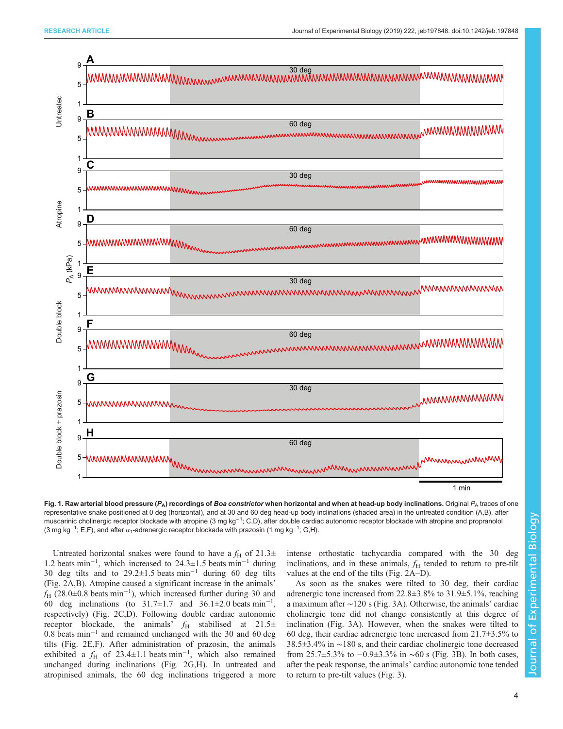**Fig. 1. Raw arterial blood pressure ($P_A$) recordings of *Boa constrictor* when horizontal and when at head-up body inclinations.** Original $P_A$ traces of one representative snake positioned at 0 deg (horizontal), and at 30 and 60 deg head-up body inclinations (shaded area) in the untreated condition (A,B), after muscarinic cholinergic receptor blockade with atropine (3 mg kg$^{-1}$; C,D), after double cardiac autonomic receptor blockade with atropine and propranolol (3 mg kg$^{-1}$; E,F), and after $\alpha_1$-adrenergic receptor blockade with prazosin (1 mg kg$^{-1}$; G,H).

Untreated horizontal snakes were found to have a $f_H$ of 21.3±1.2 beats min$^{-1}$, which increased to 24.3±1.5 beats min$^{-1}$ during 30 deg tilts and to 29.2±1.5 beats min$^{-1}$ during 60 deg tilts (Fig. 2A,B). Atropine caused a significant increase in the animals' $f_H$ (28.0±0.8 beats min$^{-1}$), which increased further during 30 and 60 deg inclinations (to 31.7±1.7 and 36.1±2.0 beats min$^{-1}$, respectively) (Fig. 2C,D). Following double cardiac autonomic receptor blockade, the animals' $f_H$ stabilised at 21.5±0.8 beats min$^{-1}$ and remained unchanged with the 30 and 60 deg tilts (Fig. 2E,F). After administration of prazosin, the animals exhibited a $f_H$ of 23.4±1.1 beats min$^{-1}$, which also remained unchanged during inclinations (Fig. 2G,H). In untreated and atropinised animals, the 60 deg inclinations triggered a more intense orthostatic tachycardia compared with the 30 deg inclinations, and in these animals, $f_H$ tended to return to pre-tilt values at the end of the tilts (Fig. 2A–D).

As soon as the snakes were tilted to 30 deg, their cardiac adrenergic tone increased from 22.8±3.8% to 31.9±5.1%, reaching a maximum after ∼120 s (Fig. 3A). Otherwise, the animals' cardiac cholinergic tone did not change consistently at this degree of inclination (Fig. 3A). However, when the snakes were tilted to 60 deg, their cardiac adrenergic tone increased from 21.7±3.5% to 38.5±3.4% in ∼180 s, and their cardiac cholinergic tone decreased from 25.7±5.3% to −0.9±3.3% in ∼60 s (Fig. 3B). In both cases, after the peak response, the animals' cardiac autonomic tone tended to return to pre-tilt values (Fig. 3).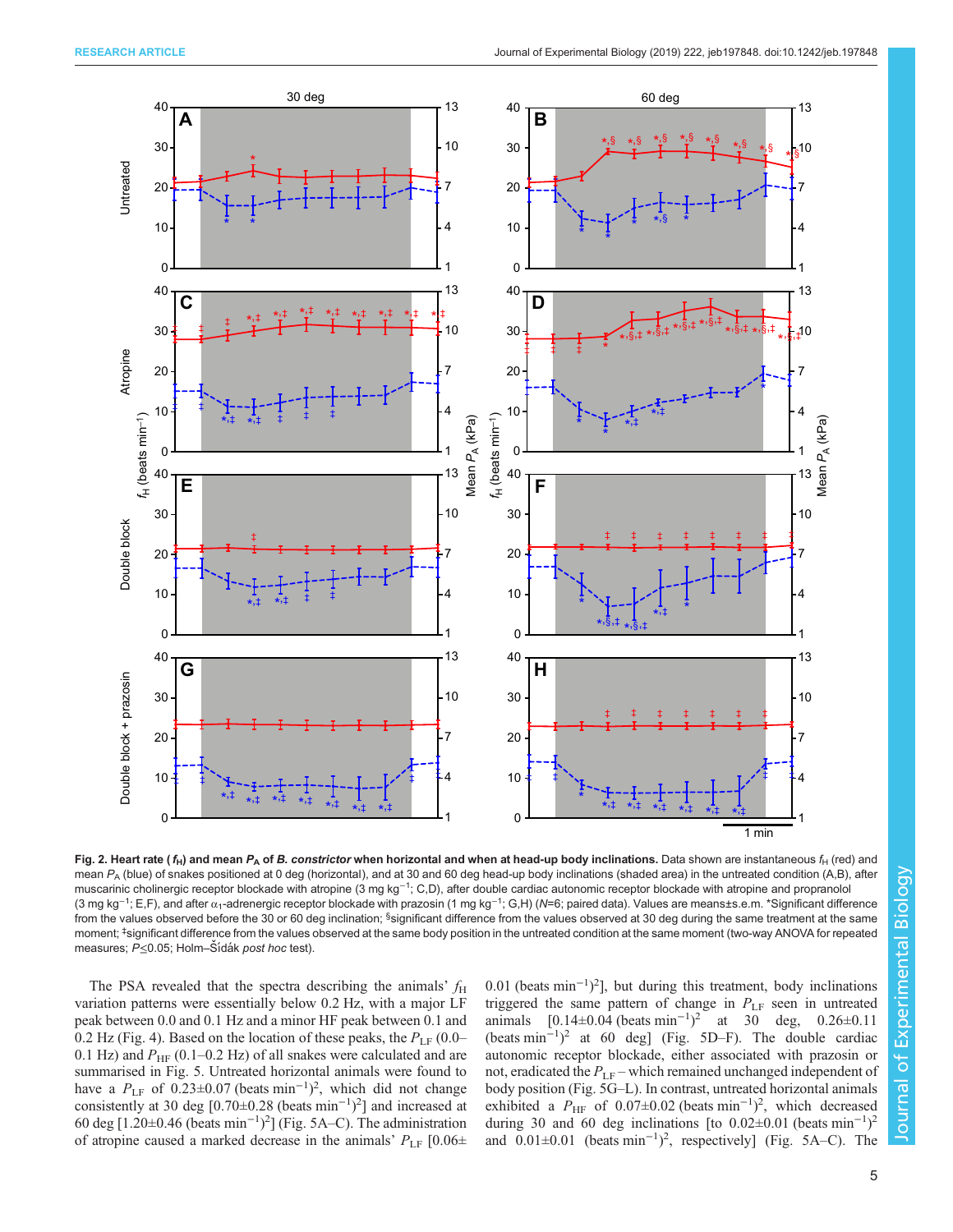**Fig. 2. Heart rate ($f_H$) and mean $P_A$ of *B. constrictor* when horizontal and when at head-up body inclinations.** Data shown are instantaneous $f_H$ (red) and mean $P_A$ (blue) of snakes positioned at 0 deg (horizontal), and at 30 and 60 deg head-up body inclinations (shaded area) in the untreated condition (A,B), after muscarinic cholinergic receptor blockade with atropine (3 mg kg$^{-1}$; C,D), after double cardiac autonomic receptor blockade with atropine and propranolol (3 mg kg$^{-1}$; E,F), and after $\alpha_1$-adrenergic receptor blockade with prazosin (1 mg kg$^{-1}$; G,H) ($N$=6; paired data). Values are means±s.e.m. *Significant difference from the values observed before the 30 or 60 deg inclination; §significant difference from the values observed at 30 deg during the same treatment at the same moment; ‡significant difference from the values observed at the same body position in the untreated condition at the same moment (two-way ANOVA for repeated measures; $P$≤0.05; Holm–Šídák *post hoc* test).

The PSA revealed that the spectra describing the animals' $f_H$ variation patterns were essentially below 0.2 Hz, with a major LF peak between 0.0 and 0.1 Hz and a minor HF peak between 0.1 and 0.2 Hz (Fig. 4). Based on the location of these peaks, the $P_{LF}$ (0.0–0.1 Hz) and $P_{HF}$ (0.1–0.2 Hz) of all snakes were calculated and are summarised in Fig. 5. Untreated horizontal animals were found to have a $P_{LF}$ of 0.23±0.07 (beats min$^{-1}$)$^2$, which did not change consistently at 30 deg [0.70±0.28 (beats min$^{-1}$)$^2$] and increased at 60 deg [1.20±0.46 (beats min$^{-1}$)$^2$] (Fig. 5A–C). The administration of atropine caused a marked decrease in the animals' $P_{LF}$ [0.06±0.01 (beats min$^{-1}$)$^2$], but during this treatment, body inclinations triggered the same pattern of change in $P_{LF}$ seen in untreated animals [0.14±0.04 (beats min$^{-1}$)$^2$ at 30 deg, 0.26±0.11 (beats min$^{-1}$)$^2$ at 60 deg] (Fig. 5D–F). The double cardiac autonomic receptor blockade, either associated with prazosin or not, eradicated the $P_{LF}$ – which remained unchanged independent of body position (Fig. 5G–L). In contrast, untreated horizontal animals exhibited a $P_{HF}$ of 0.07±0.02 (beats min$^{-1}$)$^2$, which decreased during 30 and 60 deg inclinations [to 0.02±0.01 (beats min$^{-1}$)$^2$ and 0.01±0.01 (beats min$^{-1}$)$^2$, respectively] (Fig. 5A–C). The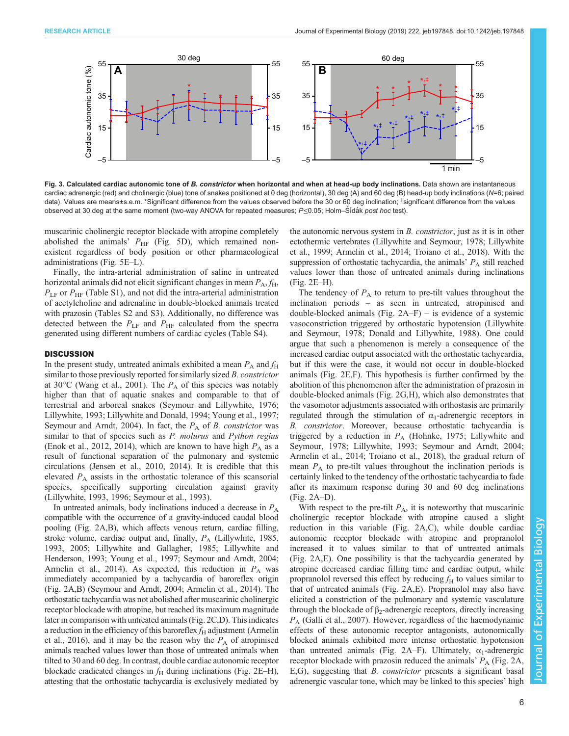**Fig. 3. Calculated cardiac autonomic tone of *B. constrictor* when horizontal and when at head-up body inclinations.** Data shown are instantaneous cardiac adrenergic (red) and cholinergic (blue) tone of snakes positioned at 0 deg (horizontal), 30 deg (A) and 60 deg (B) head-up body inclinations (*N*=6; paired data). Values are means±s.e.m. *Significant difference from the values observed before the 30 or 60 deg inclination; ‡significant difference from the values observed at 30 deg at the same moment (two-way ANOVA for repeated measures; *P*≤0.05; Holm–Šídák *post hoc* test).

muscarinic cholinergic receptor blockade with atropine completely abolished the animals' $P_{HF}$ (Fig. 5D), which remained non-existent regardless of body position or other pharmacological administrations (Fig. 5E–L).

Finally, the intra-arterial administration of saline in untreated horizontal animals did not elicit significant changes in mean $P_A$, $f_H$, $P_{LF}$ or $P_{HF}$ (Table S1), and not did the intra-arterial administration of acetylcholine and adrenaline in double-blocked animals treated with prazosin (Tables S2 and S3). Additionally, no difference was detected between the $P_{LF}$ and $P_{HF}$ calculated from the spectra generated using different numbers of cardiac cycles (Table S4).

## DISCUSSION

In the present study, untreated animals exhibited a mean $P_A$ and $f_H$ similar to those previously reported for similarly sized *B. constrictor* at 30°C (Wang et al., 2001). The $P_A$ of this species was notably higher than that of aquatic snakes and comparable to that of terrestrial and arboreal snakes (Seymour and Lillywhite, 1976; Lillywhite, 1993; Lillywhite and Donald, 1994; Young et al., 1997; Seymour and Arndt, 2004). In fact, the $P_A$ of *B. constrictor* was similar to that of species such as *P. molurus* and *Python regius* (Enok et al., 2012, 2014), which are known to have high $P_A$ as a result of functional separation of the pulmonary and systemic circulations (Jensen et al., 2010, 2014). It is credible that this elevated $P_A$ assists in the orthostatic tolerance of this scansorial species, specifically supporting circulation against gravity (Lillywhite, 1993, 1996; Seymour et al., 1993).

In untreated animals, body inclinations induced a decrease in $P_A$ compatible with the occurrence of a gravity-induced caudal blood pooling (Fig. 2A,B), which affects venous return, cardiac filling, stroke volume, cardiac output and, finally, $P_A$ (Lillywhite, 1985, 1993, 2005; Lillywhite and Gallagher, 1985; Lillywhite and Henderson, 1993; Young et al., 1997; Seymour and Arndt, 2004; Armelin et al., 2014). As expected, this reduction in $P_A$ was immediately accompanied by a tachycardia of baroreflex origin (Fig. 2A,B) (Seymour and Arndt, 2004; Armelin et al., 2014). The orthostatic tachycardia was not abolished after muscarinic cholinergic receptor blockade with atropine, but reached its maximum magnitude later in comparison with untreated animals (Fig. 2C,D). This indicates a reduction in the efficiency of this baroreflex $f_H$ adjustment (Armelin et al., 2016), and it may be the reason why the $P_A$ of atropinised animals reached values lower than those of untreated animals when tilted to 30 and 60 deg. In contrast, double cardiac autonomic receptor blockade eradicated changes in $f_H$ during inclinations (Fig. 2E–H), attesting that the orthostatic tachycardia is exclusively mediated by the autonomic nervous system in *B. constrictor*, just as it is in other ectothermic vertebrates (Lillywhite and Seymour, 1978; Lillywhite et al., 1999; Armelin et al., 2014; Troiano et al., 2018). With the suppression of orthostatic tachycardia, the animals' $P_A$ still reached values lower than those of untreated animals during inclinations (Fig. 2E–H).

The tendency of $P_A$ to return to pre-tilt values throughout the inclination periods – as seen in untreated, atropinised and double-blocked animals (Fig. 2A–F) – is evidence of a systemic vasoconstriction triggered by orthostatic hypotension (Lillywhite and Seymour, 1978; Donald and Lillywhite, 1988). One could argue that such a phenomenon is merely a consequence of the increased cardiac output associated with the orthostatic tachycardia, but if this were the case, it would not occur in double-blocked animals (Fig. 2E,F). This hypothesis is further confirmed by the abolition of this phenomenon after the administration of prazosin in double-blocked animals (Fig. 2G,H), which also demonstrates that the vasomotor adjustments associated with orthostasis are primarily regulated through the stimulation of $\alpha_1$-adrenergic receptors in *B. constrictor*. Moreover, because orthostatic tachycardia is triggered by a reduction in $P_A$ (Hohnke, 1975; Lillywhite and Seymour, 1978; Lillywhite, 1993; Seymour and Arndt, 2004; Armelin et al., 2014; Troiano et al., 2018), the gradual return of mean $P_A$ to pre-tilt values throughout the inclination periods is certainly linked to the tendency of the orthostatic tachycardia to fade after its maximum response during 30 and 60 deg inclinations (Fig. 2A–D).

With respect to the pre-tilt $P_A$, it is noteworthy that muscarinic cholinergic receptor blockade with atropine caused a slight reduction in this variable (Fig. 2A,C), while double cardiac autonomic receptor blockade with atropine and propranolol increased it to values similar to that of untreated animals (Fig. 2A,E). One possibility is that the tachycardia generated by atropine decreased cardiac filling time and cardiac output, while propranolol reversed this effect by reducing $f_H$ to values similar to that of untreated animals (Fig. 2A,E). Propranolol may also have elicited a constriction of the pulmonary and systemic vasculature through the blockade of $\beta_2$-adrenergic receptors, directly increasing $P_A$ (Galli et al., 2007). However, regardless of the haemodynamic effects of these autonomic receptor antagonists, autonomically blocked animals exhibited more intense orthostatic hypotension than untreated animals (Fig. 2A–F). Ultimately, $\alpha_1$-adrenergic receptor blockade with prazosin reduced the animals' $P_A$ (Fig. 2A, E,G), suggesting that *B. constrictor* presents a significant basal adrenergic vascular tone, which may be linked to this species' high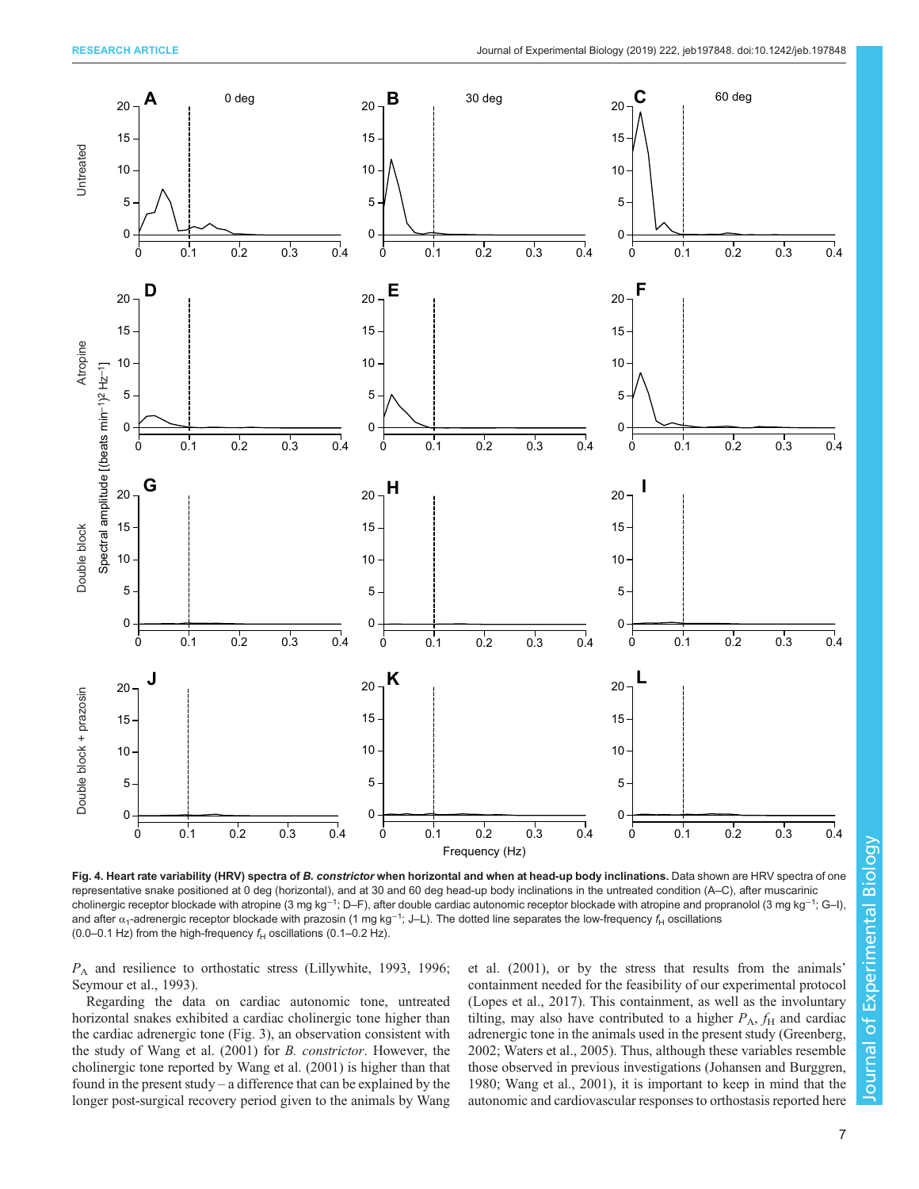**Fig. 4. Heart rate variability (HRV) spectra of *B. constrictor* when horizontal and when at head-up body inclinations.** Data shown are HRV spectra of one representative snake positioned at 0 deg (horizontal), and at 30 and 60 deg head-up body inclinations in the untreated condition (A–C), after muscarinic cholinergic receptor blockade with atropine (3 mg kg$^{-1}$; D–F), after double cardiac autonomic receptor blockade with atropine and propranolol (3 mg kg$^{-1}$; G–I), and after $\alpha_1$-adrenergic receptor blockade with prazosin (1 mg kg$^{-1}$; J–L). The dotted line separates the low-frequency $f_H$ oscillations (0.0–0.1 Hz) from the high-frequency $f_H$ oscillations (0.1–0.2 Hz).

$P_A$ and resilience to orthostatic stress (Lillywhite, 1993, 1996; Seymour et al., 1993).

Regarding the data on cardiac autonomic tone, untreated horizontal snakes exhibited a cardiac cholinergic tone higher than the cardiac adrenergic tone (Fig. 3), an observation consistent with the study of Wang et al. (2001) for *B. constrictor*. However, the cholinergic tone reported by Wang et al. (2001) is higher than that found in the present study – a difference that can be explained by the longer post-surgical recovery period given to the animals by Wang et al. (2001), or by the stress that results from the animals' containment needed for the feasibility of our experimental protocol (Lopes et al., 2017). This containment, as well as the involuntary tilting, may also have contributed to a higher $P_A$, $f_H$ and cardiac adrenergic tone in the animals used in the present study (Greenberg, 2002; Waters et al., 2005). Thus, although these variables resemble those observed in previous investigations (Johansen and Burggren, 1980; Wang et al., 2001), it is important to keep in mind that the autonomic and cardiovascular responses to orthostasis reported here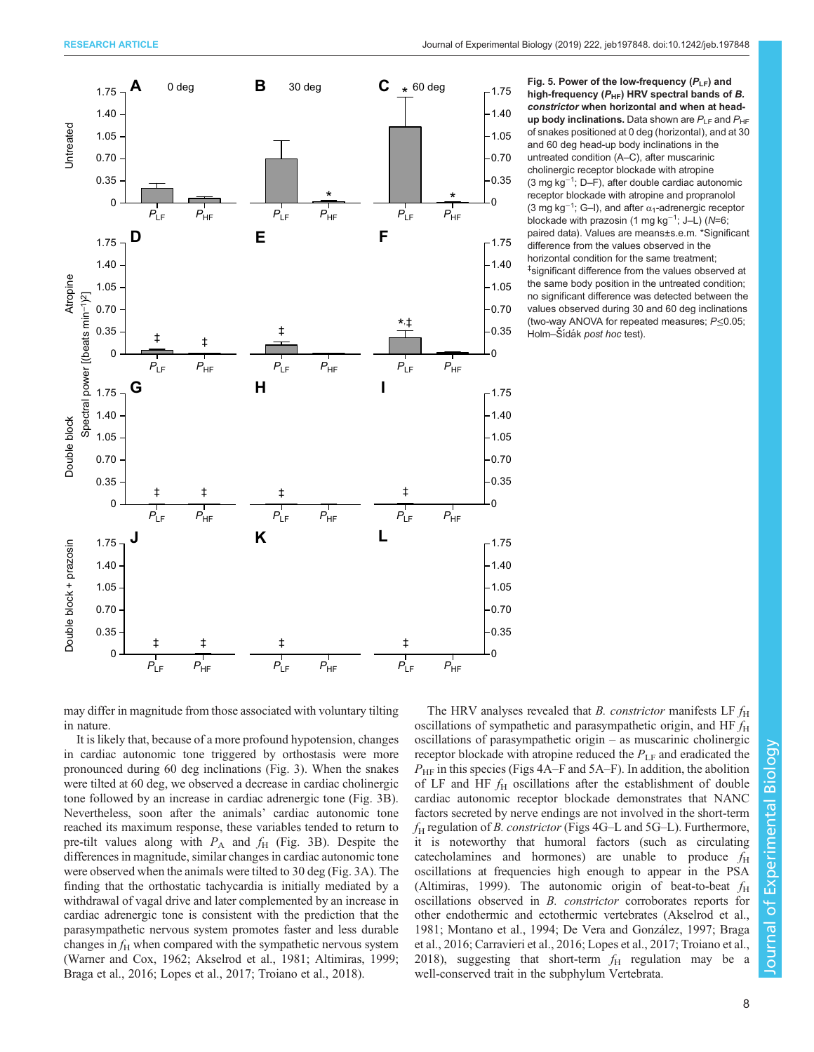**Fig. 5. Power of the low-frequency ($P_{LF}$) and high-frequency ($P_{HF}$) HRV spectral bands of *B. constrictor* when horizontal and when at head-up body inclinations.** Data shown are $P_{LF}$ and $P_{HF}$ of snakes positioned at 0 deg (horizontal), and at 30 and 60 deg head-up body inclinations in the untreated condition (A–C), after muscarinic cholinergic receptor blockade with atropine (3 mg kg$^{-1}$; D–F), after double cardiac autonomic receptor blockade with atropine and propranolol (3 mg kg$^{-1}$; G–I), and after $\alpha_1$-adrenergic receptor blockade with prazosin (1 mg kg$^{-1}$; J–L) ($N$=6; paired data). Values are means±s.e.m. *Significant difference from the values observed in the horizontal condition for the same treatment; ‡significant difference from the values observed at the same body position in the untreated condition; no significant difference was detected between the values observed during 30 and 60 deg inclinations (two-way ANOVA for repeated measures; $P$≤0.05; Holm–Šídák *post hoc* test).

may differ in magnitude from those associated with voluntary tilting in nature.

It is likely that, because of a more profound hypotension, changes in cardiac autonomic tone triggered by orthostasis were more pronounced during 60 deg inclinations (Fig. 3). When the snakes were tilted at 60 deg, we observed a decrease in cardiac cholinergic tone followed by an increase in cardiac adrenergic tone (Fig. 3B). Nevertheless, soon after the animals' cardiac autonomic tone reached its maximum response, these variables tended to return to pre-tilt values along with $P_A$ and $f_H$ (Fig. 3B). Despite the differences in magnitude, similar changes in cardiac autonomic tone were observed when the animals were tilted to 30 deg (Fig. 3A). The finding that the orthostatic tachycardia is initially mediated by a withdrawal of vagal drive and later complemented by an increase in cardiac adrenergic tone is consistent with the prediction that the parasympathetic nervous system promotes faster and less durable changes in $f_H$ when compared with the sympathetic nervous system (Warner and Cox, 1962; Akselrod et al., 1981; Altimiras, 1999; Braga et al., 2016; Lopes et al., 2017; Troiano et al., 2018).

The HRV analyses revealed that *B. constrictor* manifests LF $f_H$ oscillations of sympathetic and parasympathetic origin, and HF $f_H$ oscillations of parasympathetic origin – as muscarinic cholinergic receptor blockade with atropine reduced the $P_{LF}$ and eradicated the $P_{HF}$ in this species (Figs 4A–F and 5A–F). In addition, the abolition of LF and HF $f_H$ oscillations after the establishment of double cardiac autonomic receptor blockade demonstrates that NANC factors secreted by nerve endings are not involved in the short-term $f_H$ regulation of *B. constrictor* (Figs 4G–L and 5G–L). Furthermore, it is noteworthy that humoral factors (such as circulating catecholamines and hormones) are unable to produce $f_H$ oscillations at frequencies high enough to appear in the PSA (Altimiras, 1999). The autonomic origin of beat-to-beat $f_H$ oscillations observed in *B. constrictor* corroborates reports for other endothermic and ectothermic vertebrates (Akselrod et al., 1981; Montano et al., 1994; De Vera and González, 1997; Braga et al., 2016; Carravieri et al., 2016; Lopes et al., 2017; Troiano et al., 2018), suggesting that short-term $f_H$ regulation may be a well-conserved trait in the subphylum Vertebrata.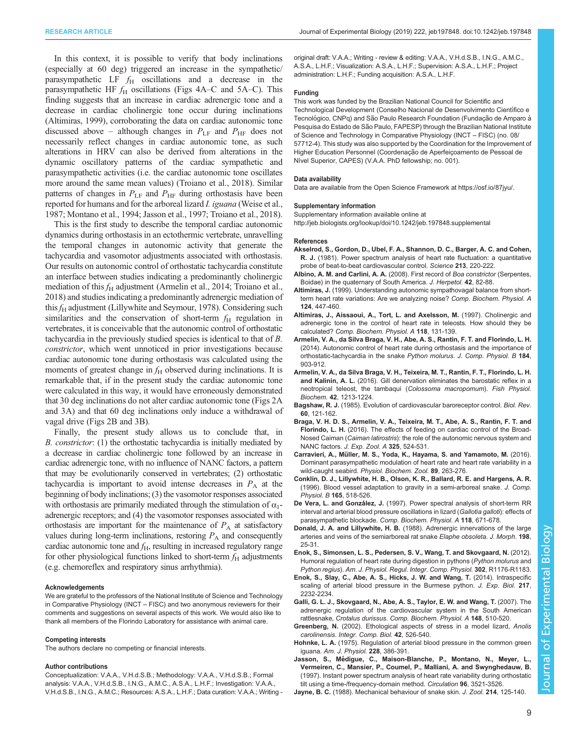In this context, it is possible to verify that body inclinations (especially at 60 deg) triggered an increase in the sympathetic/parasympathetic LF $f_H$ oscillations and a decrease in the parasympathetic HF $f_H$ oscillations (Figs 4A–C and 5A–C). This finding suggests that an increase in cardiac adrenergic tone and a decrease in cardiac cholinergic tone occur during inclinations (Altimiras, 1999), corroborating the data on cardiac autonomic tone discussed above – although changes in $P_{LF}$ and $P_{HF}$ does not necessarily reflect changes in cardiac autonomic tone, as such alterations in HRV can also be derived from alterations in the dynamic oscillatory patterns of the cardiac sympathetic and parasympathetic activities (i.e. the cardiac autonomic tone oscillates more around the same mean values) (Troiano et al., 2018). Similar patterns of changes in $P_{LF}$ and $P_{HF}$ during orthostasis have been reported for humans and for the arboreal lizard *I. iguana* (Weise et al., 1987; Montano et al., 1994; Jasson et al., 1997; Troiano et al., 2018).

This is the first study to describe the temporal cardiac autonomic dynamics during orthostasis in an ectothermic vertebrate, unravelling the temporal changes in autonomic activity that generate the tachycardia and vasomotor adjustments associated with orthostasis. Our results on autonomic control of orthostatic tachycardia constitute an interface between studies indicating a predominantly cholinergic mediation of this $f_H$ adjustment (Armelin et al., 2014; Troiano et al., 2018) and studies indicating a predominantly adrenergic mediation of this $f_H$ adjustment (Lillywhite and Seymour, 1978). Considering such similarities and the conservation of short-term $f_H$ regulation in vertebrates, it is conceivable that the autonomic control of orthostatic tachycardia in the previously studied species is identical to that of *B. constrictor*, which went unnoticed in prior investigations because cardiac autonomic tone during orthostasis was calculated using the moments of greatest change in $f_H$ observed during inclinations. It is remarkable that, if in the present study the cardiac autonomic tone were calculated in this way, it would have erroneously demonstrated that 30 deg inclinations do not alter cardiac autonomic tone (Figs 2A and 3A) and that 60 deg inclinations only induce a withdrawal of vagal drive (Figs 2B and 3B).

Finally, the present study allows us to conclude that, in *B. constrictor*: (1) the orthostatic tachycardia is initially mediated by a decrease in cardiac cholinergic tone followed by an increase in cardiac adrenergic tone, with no influence of NANC factors, a pattern that may be evolutionarily conserved in vertebrates; (2) orthostatic tachycardia is important to avoid intense decreases in $P_A$ at the beginning of body inclinations; (3) the vasomotor responses associated with orthostasis are primarily mediated through the stimulation of $\alpha_1$-adrenergic receptors; and (4) the vasomotor responses associated with orthostasis are important for the maintenance of $P_A$ at satisfactory values during long-term inclinations, restoring $P_A$ and consequently cardiac autonomic tone and $f_H$, resulting in increased regulatory range for other physiological functions linked to short-term $f_H$ adjustments (e.g. chemoreflex and respiratory sinus arrhythmia).

#### Acknowledgements

We are grateful to the professors of the National Institute of Science and Technology in Comparative Physiology (INCT – FISC) and two anonymous reviewers for their comments and suggestions on several aspects of this work. We would also like to thank all members of the Florindo Laboratory for assistance with animal care.

#### Competing interests

The authors declare no competing or financial interests.

#### Author contributions

Conceptualization: V.A.A., V.H.d.S.B.; Methodology: V.A.A., V.H.d.S.B.; Formal analysis: V.A.A., V.H.d.S.B., I.N.G., A.M.C., A.S.A., L.H.F.; Investigation: V.A.A., V.H.d.S.B., I.N.G., A.M.C.; Resources: A.S.A., L.H.F.; Data curation: V.A.A.; Writing - original draft: V.A.A.; Writing - review & editing: V.A.A., V.H.d.S.B., I.N.G., A.M.C., A.S.A., L.H.F.; Visualization: A.S.A., L.H.F.; Supervision: A.S.A., L.H.F.; Project administration: L.H.F.; Funding acquisition: A.S.A., L.H.F.

#### Funding

This work was funded by the Brazilian National Council for Scientific and Technological Development (Conselho Nacional de Desenvolvimento Científico e Tecnológico, CNPq) and São Paulo Research Foundation (Fundação de Amparo à Pesquisa do Estado de São Paulo, FAPESP) through the Brazilian National Institute of Science and Technology in Comparative Physiology (INCT – FISC) (no. 08/57712-4). This study was also supported by the Coordination for the Improvement of Higher Education Personnel (Coordenação de Aperfeiçoamento de Pessoal de Nível Superior, CAPES) (V.A.A. PhD fellowship; no. 001).

#### Data availability

Data are available from the Open Science Framework at https://osf.io/87jyu/.

#### Supplementary information

Supplementary information available online at http://jeb.biologists.org/lookup/doi/10.1242/jeb.197848.supplemental

#### References

**Akselrod, S., Gordon, D., Ubel, F. A., Shannon, D. C., Barger, A. C. and Cohen, R. J.** (1981). Power spectrum analysis of heart rate fluctuation: a quantitative probe of beat-to-beat cardiovascular control. *Science* **213**, 220-222.

**Albino, A. M. and Carlini, A. A.** (2008). First record of *Boa constrictor* (Serpentes, Boidae) in the quaternary of South America. *J. Herpetol.* **42**, 82-88.

**Altimiras, J.** (1999). Understanding autonomic sympathovagal balance from short-term heart rate variations: Are we analyzing noise? *Comp. Biochem. Physiol. A* **124**, 447-460.

**Altimiras, J., Aissaoui, A., Tort, L. and Axelsson, M.** (1997). Cholinergic and adrenergic tone in the control of heart rate in teleosts. How should they be calculated? *Comp. Biochem. Physiol. A* **118**, 131-139.

**Armelin, V. A., da Silva Braga, V. H., Abe, A. S., Rantin, F. T. and Florindo, L. H.** (2014). Autonomic control of heart rate during orthostasis and the importance of orthostatic-tachycardia in the snake *Python molurus*. *J. Comp. Physiol. B* **184**, 903-912.

**Armelin, V. A., da Silva Braga, V. H., Teixeira, M. T., Rantin, F. T., Florindo, L. H. and Kalinin, A. L.** (2016). Gill denervation eliminates the barostatic reflex in a neotropical teleost, the tambaqui (*Colossoma macropomum*). *Fish Physiol. Biochem.* **42**, 1213-1224.

**Bagshaw, R. J.** (1985). Evolution of cardiovascular baroreceptor control. *Biol. Rev.* **60**, 121-162.

**Braga, V. H. D. S., Armelin, V. A., Teixeira, M. T., Abe, A. S., Rantin, F. T. and Florindo, L. H.** (2016). The effects of feeding on cardiac control of the Broad-Nosed Caiman (*Caiman latirostris*): the role of the autonomic nervous system and NANC factors. *J. Exp. Zool. A* **325**, 524-531.

**Carravieri, A., Müller, M. S., Yoda, K., Hayama, S. and Yamamoto, M.** (2016). Dominant parasympathetic modulation of heart rate and heart rate variability in a wild-caught seabird. *Physiol. Biochem. Zool.* **89**, 263-276.

**Conklin, D. J., Lillywhite, H. B., Olson, K. R., Ballard, R. E. and Hargens, A. R.** (1996). Blood vessel adaptation to gravity in a semi-arboreal snake. *J. Comp. Physiol. B* **165**, 518-526.

**De Vera, L. and González, J.** (1997). Power spectral analysis of short-term RR interval and arterial blood pressure oscillations in lizard (*Gallotia galloti*): effects of parasympathetic blockade. *Comp. Biochem. Physiol. A* **118**, 671-678.

**Donald, J. A. and Lillywhite, H. B.** (1988). Adrenergic innervations of the large arteries and veins of the semiarboreal rat snake *Elaphe obsoleta*. *J. Morph.* **198**, 25-31.

**Enok, S., Simonsen, L. S., Pedersen, S. V., Wang, T. and Skovgaard, N.** (2012). Humoral regulation of heart rate during digestion in pythons (*Python molurus* and *Python regius*). *Am. J. Physiol. Regul. Integr. Comp. Physiol.* **302**, R1176-R1183.

**Enok, S., Slay, C., Abe, A. S., Hicks, J. W. and Wang, T.** (2014). Intraspecific scaling of arterial blood pressure in the Burmese python. *J. Exp. Biol.* **217**, 2232-2234.

**Galli, G. L. J., Skovgaard, N., Abe, A. S., Taylor, E. W. and Wang, T.** (2007). The adrenergic regulation of the cardiovascular system in the South American rattlesnake, *Crotalus durissus*. *Comp. Biochem. Physiol. A* **148**, 510-520.

**Greenberg, N.** (2002). Ethological aspects of stress in a model lizard, *Anolis carolinensis*. *Integr. Comp. Biol.* **42**, 526-540.

**Hohnke, L. A.** (1975). Regulation of arterial blood pressure in the common green iguana. *Am. J. Physiol.* **228**, 386-391.

**Jasson, S., Médigue, C., Maison-Blanche, P., Montano, N., Meyer, L., Vermeiren, C., Mansier, P., Coumel, P., Malliani, A. and Swynghedauw, B.** (1997). Instant power spectrum analysis of heart rate variability during orthostatic tilt using a time-/frequency-domain method. *Circulation* **96**, 3521-3526.

**Jayne, B. C.** (1988). Mechanical behaviour of snake skin. *J. Zool.* **214**, 125-140.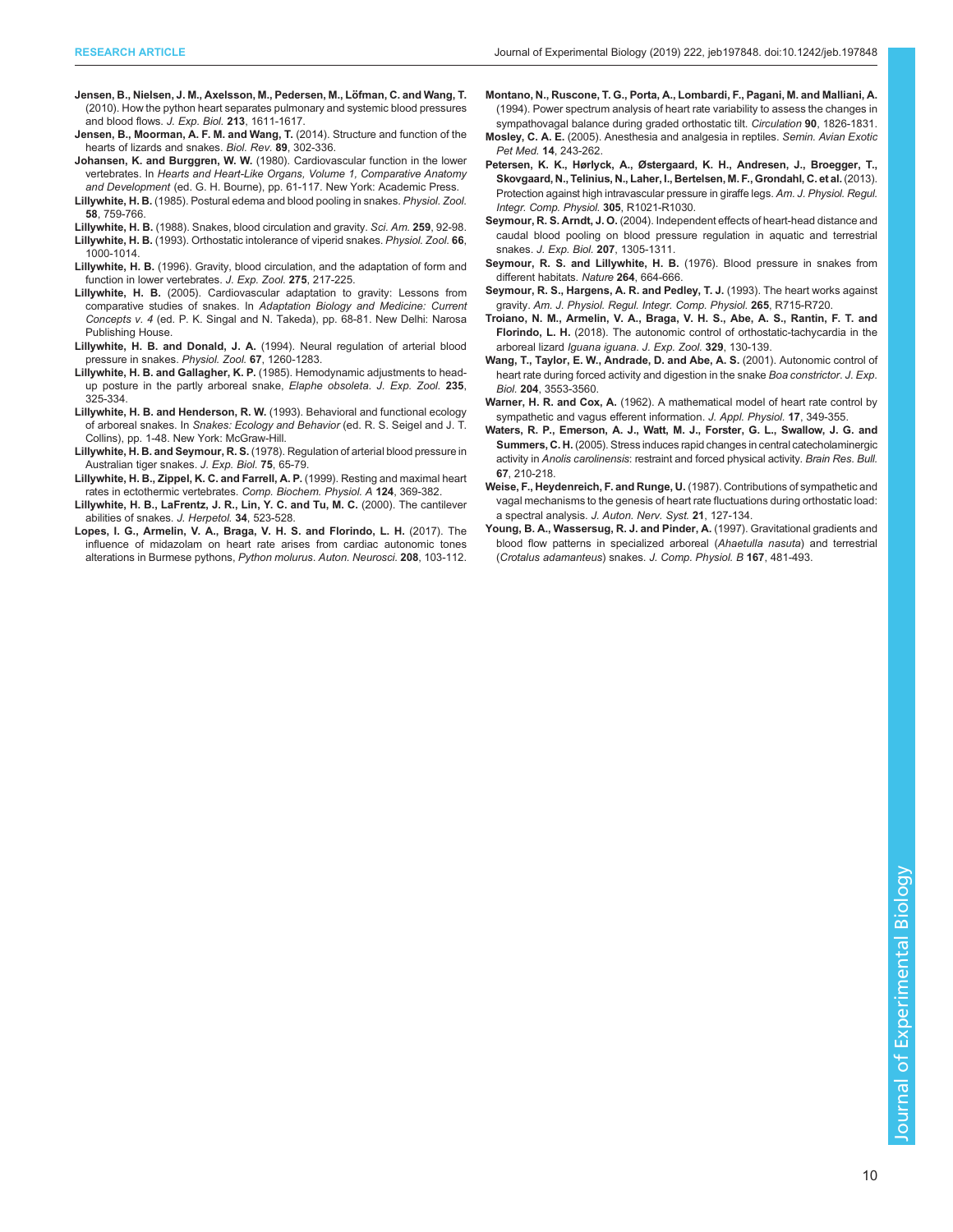**Jensen, B., Nielsen, J. M., Axelsson, M., Pedersen, M., Löfman, C. and Wang, T.** (2010). How the python heart separates pulmonary and systemic blood pressures and blood flows. *J. Exp. Biol.* **213**, 1611-1617.

**Jensen, B., Moorman, A. F. M. and Wang, T.** (2014). Structure and function of the hearts of lizards and snakes. *Biol. Rev.* **89**, 302-336.

**Johansen, K. and Burggren, W. W.** (1980). Cardiovascular function in the lower vertebrates. In *Hearts and Heart-Like Organs, Volume 1, Comparative Anatomy and Development* (ed. G. H. Bourne), pp. 61-117. New York: Academic Press.

**Lillywhite, H. B.** (1985). Postural edema and blood pooling in snakes. *Physiol. Zool.* **58**, 759-766.

**Lillywhite, H. B.** (1988). Snakes, blood circulation and gravity. *Sci. Am.* **259**, 92-98.

**Lillywhite, H. B.** (1993). Orthostatic intolerance of viperid snakes. *Physiol. Zool.* **66**, 1000-1014.

**Lillywhite, H. B.** (1996). Gravity, blood circulation, and the adaptation of form and function in lower vertebrates. *J. Exp. Zool.* **275**, 217-225.

**Lillywhite, H. B.** (2005). Cardiovascular adaptation to gravity: Lessons from comparative studies of snakes. In *Adaptation Biology and Medicine: Current Concepts v. 4* (ed. P. K. Singal and N. Takeda), pp. 68-81. New Delhi: Narosa Publishing House.

**Lillywhite, H. B. and Donald, J. A.** (1994). Neural regulation of arterial blood pressure in snakes. *Physiol. Zool.* **67**, 1260-1283.

**Lillywhite, H. B. and Gallagher, K. P.** (1985). Hemodynamic adjustments to head-up posture in the partly arboreal snake, *Elaphe obsoleta*. *J. Exp. Zool.* **235**, 325-334.

**Lillywhite, H. B. and Henderson, R. W.** (1993). Behavioral and functional ecology of arboreal snakes. In *Snakes: Ecology and Behavior* (ed. R. S. Seigel and J. T. Collins), pp. 1-48. New York: McGraw-Hill.

**Lillywhite, H. B and Seymour, R. S.** (1978). Regulation of arterial blood pressure in Australian tiger snakes. *J. Exp. Biol.* **75**, 65-79.

**Lillywhite, H. B., Zippel, K. C. and Farrell, A. P.** (1999). Resting and maximal heart rates in ectothermic vertebrates. *Comp. Biochem. Physiol. A* **124**, 369-382.

**Lillywhite, H. B., LaFrentz, J. R., Lin, Y. C. and Tu, M. C.** (2000). The cantilever abilities of snakes. *J. Herpetol.* **34**, 523-528.

**Lopes, I. G., Armelin, V. A., Braga, V. H. S. and Florindo, L. H.** (2017). The influence of midazolam on heart rate arises from cardiac autonomic tones alterations in Burmese pythons, *Python molurus*. *Auton. Neurosci.* **208**, 103-112.

**Montano, N., Ruscone, T. G., Porta, A., Lombardi, F., Pagani, M. and Malliani, A.** (1994). Power spectrum analysis of heart rate variability to assess the changes in sympathovagal balance during graded orthostatic tilt. *Circulation* **90**, 1826-1831.

**Mosley, C. A. E.** (2005). Anesthesia and analgesia in reptiles. *Semin. Avian Exotic Pet Med.* **14**, 243-262.

**Petersen, K. K., Hørlyck, A., Østergaard, K. H., Andresen, J., Broegger, T., Skovgaard, N., Telinius, N., Laher, I., Bertelsen, M. F., Grondahl, C. et al.** (2013). Protection against high intravascular pressure in giraffe legs. *Am. J. Physiol. Regul. Integr. Comp. Physiol.* **305**, R1021-R1030.

**Seymour, R. S. Arndt, J. O.** (2004). Independent effects of heart-head distance and caudal blood pooling on blood pressure regulation in aquatic and terrestrial snakes. *J. Exp. Biol.* **207**, 1305-1311.

**Seymour, R. S. and Lillywhite, H. B.** (1976). Blood pressure in snakes from different habitats. *Nature* **264**, 664-666.

**Seymour, R. S., Hargens, A. R. and Pedley, T. J.** (1993). The heart works against gravity. *Am. J. Physiol. Regul. Integr. Comp. Physiol.* **265**, R715-R720.

**Troiano, N. M., Armelin, V. A., Braga, V. H. S., Abe, A. S., Rantin, F. T. and Florindo, L. H.** (2018). The autonomic control of orthostatic-tachycardia in the arboreal lizard *Iguana iguana*. *J. Exp. Zool.* **329**, 130-139.

**Wang, T., Taylor, E. W., Andrade, D. and Abe, A. S.** (2001). Autonomic control of heart rate during forced activity and digestion in the snake *Boa constrictor*. *J. Exp. Biol.* **204**, 3553-3560.

**Warner, H. R. and Cox, A.** (1962). A mathematical model of heart rate control by sympathetic and vagus efferent information. *J. Appl. Physiol.* **17**, 349-355.

**Waters, R. P., Emerson, A. J., Watt, M. J., Forster, G. L., Swallow, J. G. and Summers, C. H.** (2005). Stress induces rapid changes in central catecholaminergic activity in *Anolis carolinensis*: restraint and forced physical activity. *Brain Res. Bull.* **67**, 210-218.

**Weise, F., Heydenreich, F. and Runge, U.** (1987). Contributions of sympathetic and vagal mechanisms to the genesis of heart rate fluctuations during orthostatic load: a spectral analysis. *J. Auton. Nerv. Syst.* **21**, 127-134.

**Young, B. A., Wassersug, R. J. and Pinder, A.** (1997). Gravitational gradients and blood flow patterns in specialized arboreal (*Ahaetulla nasuta*) and terrestrial (*Crotalus adamanteus*) snakes. *J. Comp. Physiol. B* **167**, 481-493.